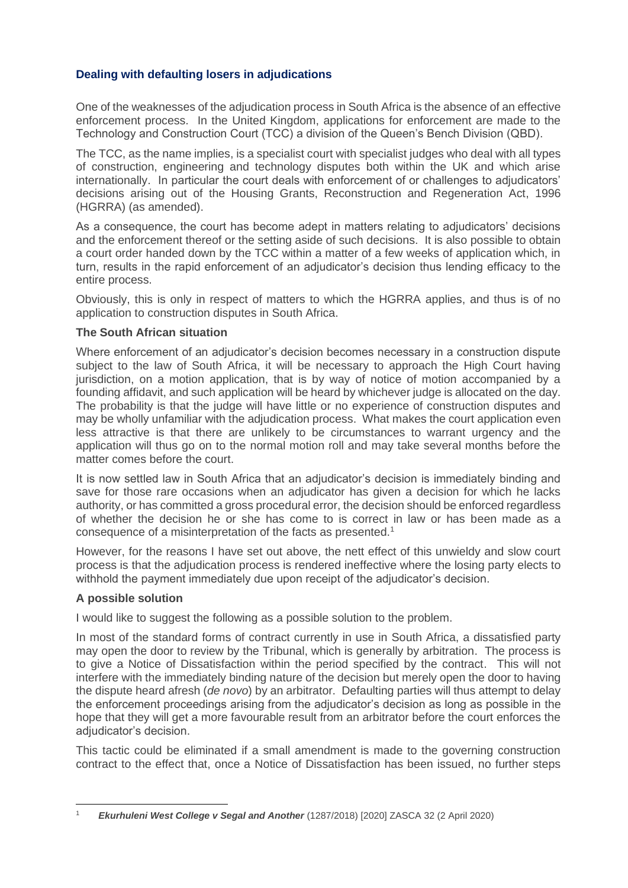## Dealing with defaulting losers in adjudications

One of the weaknesses of the adjudication process in South Africa is the absence of an effective enforcement process. In the United Kingdom, applications for enforcement are made to the Technology and Construction Court (TCC) a division of the Queen's Bench Division (QBD).

The TCC, as the name implies, is a specialist court with specialist judges who deal with all types of construction, engineering and technology disputes both within the UK and which arise internationally. In particular the court deals with enforcement of or challenges to adjudicators' decisions arising out of the Housing Grants, Reconstruction and Regeneration Act, 1996 (HGRRA) (as amended).

As a consequence, the court has become adept in matters relating to adjudicators' decisions and the enforcement thereof or the setting aside of such decisions. It is also possible to obtain a court order handed down by the TCC within a matter of a few weeks of application which, in turn, results in the rapid enforcement of an adjudicator's decision thus lending efficacy to the entire process.

Obviously, this is only in respect of matters to which the HGRRA applies, and thus is of no application to construction disputes in South Africa.

**The South African situation**

Where enforcement of an adjudicator's decision becomes necessary in a construction dispute subject to the law of South Africa, it will be necessary to approach the High Court having jurisdiction, on a motion application, that is by way of notice of motion accompanied by a founding affidavit, and such application will be heard by whichever judge is allocated on the day. The probability is that the judge will have little or no experience of construction disputes and may be wholly unfamiliar with the adjudication process. What makes the court application even less attractive is that there are unlikely to be circumstances to warrant urgency and the application will thus go on to the normal motion roll and may take several months before the matter comes before the court.

It is now settled law in South Africa that an adjudicator's decision is immediately binding and save for those rare occasions when an adjudicator has given a decision for which he lacks authority, or has committed a gross procedural error, the decision should be enforced regardless of whether the decision he or she has come to is correct in law or has been made as a consequence of a misinterpretation of the facts as presented.[1]

However, for the reasons I have set out above, the nett effect of this unwieldy and slow court process is that the adjudication process is rendered ineffective where the losing party elects to withhold the payment immediately due upon receipt of the adjudicator's decision.

**A possible solution**

I would like to suggest the following as a possible solution to the problem.

In most of the standard forms of contract currently in use in South Africa, a dissatisfied party may open the door to review by the Tribunal, which is generally by arbitration. The process is to give a Notice of Dissatisfaction within the period specified by the contract. This will not interfere with the immediately binding nature of the decision but merely open the door to having the dispute heard afresh (*de novo*) by an arbitrator. Defaulting parties will thus attempt to delay the enforcement proceedings arising from the adjudicator's decision as long as possible in the hope that they will get a more favourable result from an arbitrator before the court enforces the adjudicator's decision.

This tactic could be eliminated if a small amendment is made to the governing construction contract to the effect that, once a Notice of Dissatisfaction has been issued, no further steps

---

[1] ***Ekurhuleni West College v Segal and Another*** (1287/2018) [2020] ZASCA 32 (2 April 2020)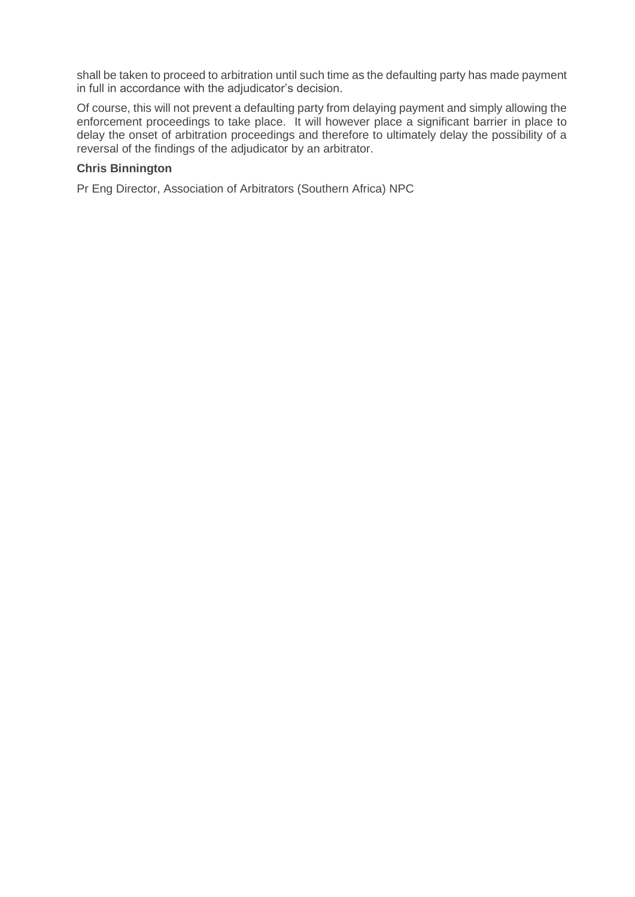shall be taken to proceed to arbitration until such time as the defaulting party has made payment in full in accordance with the adjudicator's decision.

Of course, this will not prevent a defaulting party from delaying payment and simply allowing the enforcement proceedings to take place. It will however place a significant barrier in place to delay the onset of arbitration proceedings and therefore to ultimately delay the possibility of a reversal of the findings of the adjudicator by an arbitrator.

**Chris Binnington**

Pr Eng Director, Association of Arbitrators (Southern Africa) NPC